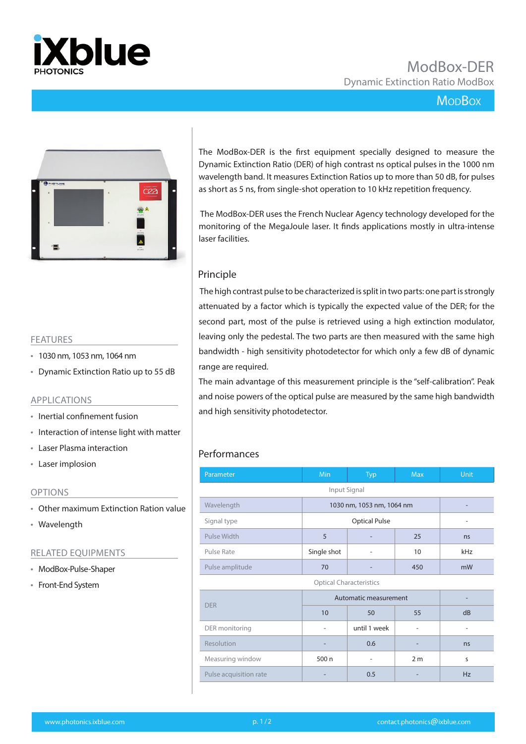# ModBox-DER

Dynamic Extinction Ratio ModBox

ModBox

## FEATURES

- 1030 nm, 1053 nm, 1064 nm
- Dynamic Extinction Ratio up to 55 dB

## APPLICATIONS

- Inertial confinement fusion
- Interaction of intense light with matter
- Laser Plasma interaction
- Laser implosion

## OPTIONS

- Other maximum Extinction Ration value
- Wavelength

## RELATED EQUIPMENTS

- ModBox-Pulse-Shaper
- Front-End System

The ModBox-DER is the first equipment specially designed to measure the Dynamic Extinction Ratio (DER) of high contrast ns optical pulses in the 1000 nm wavelength band. It measures Extinction Ratios up to more than 50 dB, for pulses as short as 5 ns, from single-shot operation to 10 kHz repetition frequency.

The ModBox-DER uses the French Nuclear Agency technology developed for the monitoring of the MegaJoule laser. It finds applications mostly in ultra-intense laser facilities.

## Principle

The high contrast pulse to be characterized is split in two parts: one part is strongly attenuated by a factor which is typically the expected value of the DER; for the second part, most of the pulse is retrieved using a high extinction modulator, leaving only the pedestal. The two parts are then measured with the same high bandwidth - high sensitivity photodetector for which only a few dB of dynamic range are required.

The main advantage of this measurement principle is the "self-calibration". Peak and noise powers of the optical pulse are measured by the same high bandwidth and high sensitivity photodetector.

## Performances

| Parameter | Min | Typ | Max | Unit |
|---|---|---|---|---|
| Input Signal | | | | |
| Wavelength | 1030 nm, 1053 nm, 1064 nm | | | - |
| Signal type | Optical Pulse | | | - |
| Pulse Width | 5 | - | 25 | ns |
| Pulse Rate | Single shot | - | 10 | kHz |
| Pulse amplitude | 70 | - | 450 | mW |
| Optical Characteristics | | | | |
| DER | Automatic measurement | | | - |
| | 10 | 50 | 55 | dB |
| DER monitoring | - | until 1 week | - | - |
| Resolution | - | 0.6 | - | ns |
| Measuring window | 500 n | - | 2 m | s |
| Pulse acquisition rate | - | 0.5 | - | Hz |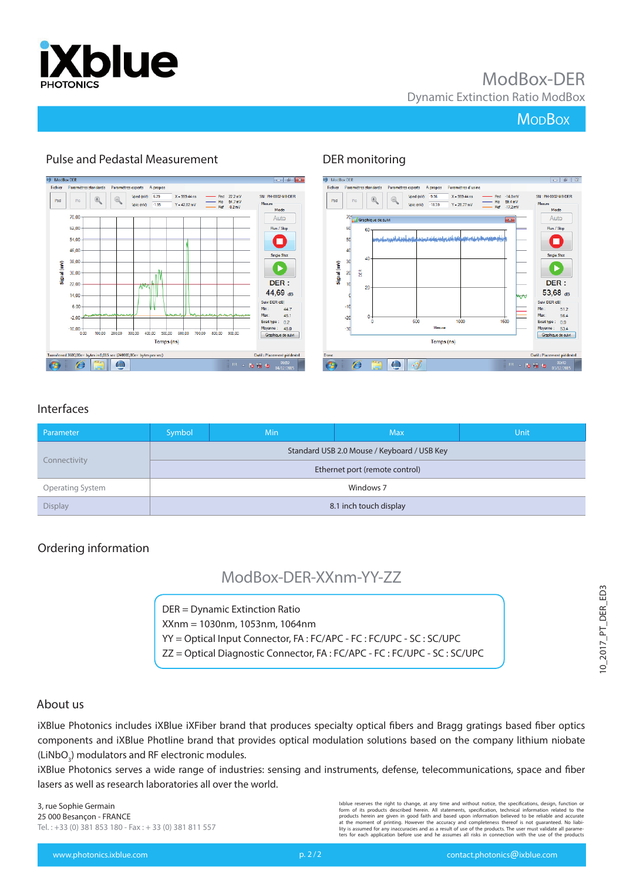ModBox-DER

Dynamic Extinction Ratio ModBox

MODBOX

## Pulse and Pedastal Measurement

## DER monitoring

## Interfaces

| Parameter | Symbol | Min | Max | Unit |
|---|---|---|---|---|
| Connectivity | Standard USB 2.0 Mouse / Keyboard / USB Key | | | |
| | Ethernet port (remote control) | | | |
| Operating System | Windows 7 | | | |
| Display | 8.1 inch touch display | | | |

## Ordering information

ModBox-DER-XXnm-YY-ZZ

DER = Dynamic Extinction Ratio
XXnm = 1030nm, 1053nm, 1064nm
YY = Optical Input Connector, FA : FC/APC - FC : FC/UPC - SC : SC/UPC
ZZ = Optical Diagnostic Connector, FA : FC/APC - FC : FC/UPC - SC : SC/UPC

10_2017_PT_DER_ED3

## About us

iXBlue Photonics includes iXBlue iXFiber brand that produces specialty optical fibers and Bragg gratings based fiber optics components and iXBlue Photline brand that provides optical modulation solutions based on the company lithium niobate ($LiNbO_3$) modulators and RF electronic modules.

iXBlue Photonics serves a wide range of industries: sensing and instruments, defense, telecommunications, space and fiber lasers as well as research laboratories all over the world.

3, rue Sophie Germain
25 000 Besançon - FRANCE
Tel. : +33 (0) 381 853 180 - Fax : + 33 (0) 381 811 557

Ixblue reserves the right to change, at any time and without notice, the specifications, design, function or form of its products described herein. All statements, specification, technical information related to the products herein are given in good faith and based upon information believed to be reliable and accurate at the moment of printing. However the accuracy and completeness thereof is not guaranteed. No liability is assumed for any inaccuracies and as a result of use of the products. The user must validate all parameters for each application before use and he assumes all risks in connection with the use of the products

www.photonics.ixblue.com

contact.photonics@ixblue.com